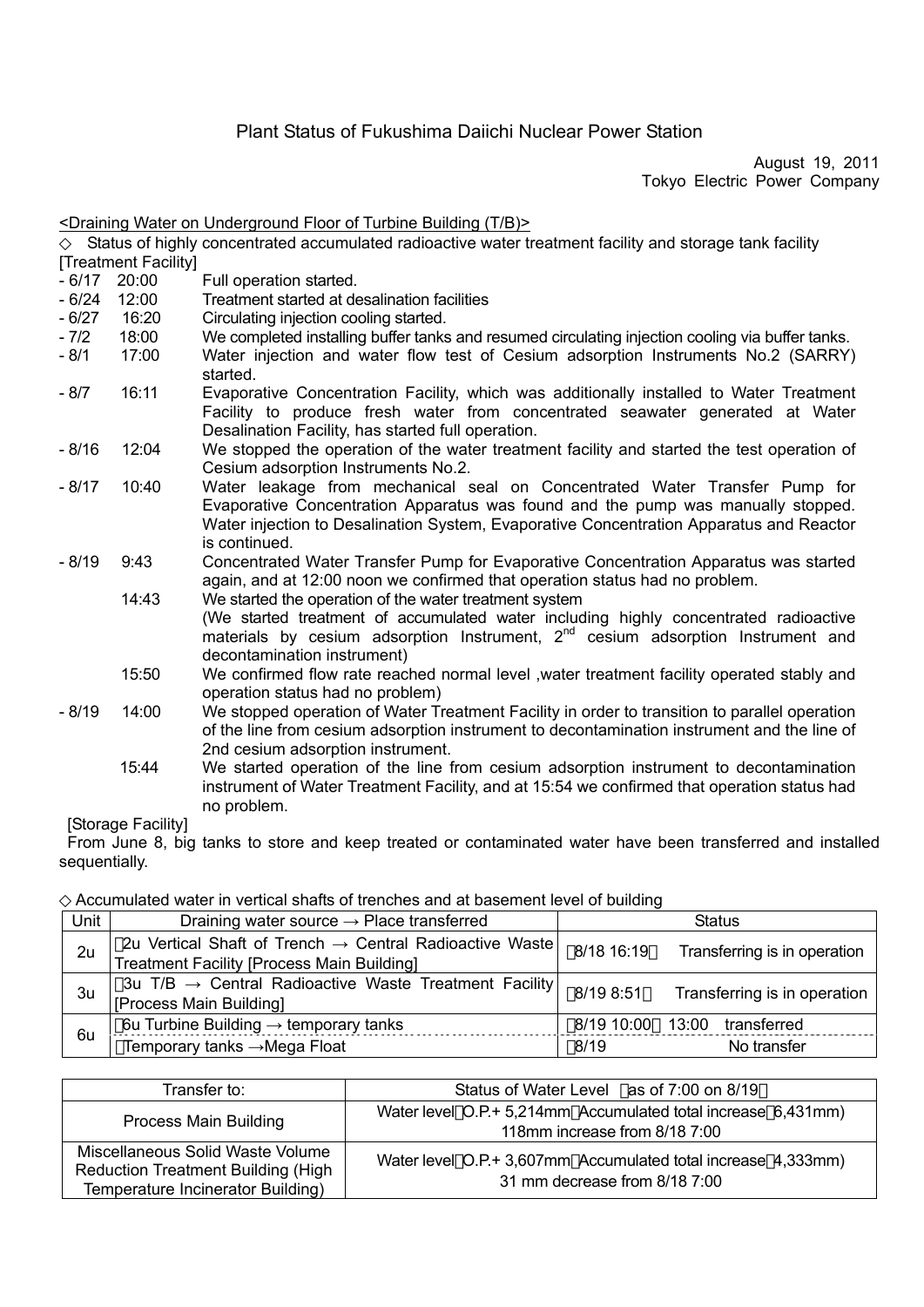# Plant Status of Fukushima Daiichi Nuclear Power Station

August 19, 2011
Tokyo Electric Power Company

<Draining Water on Underground Floor of Turbine Building (T/B)>

◇ Status of highly concentrated accumulated radioactive water treatment facility and storage tank facility

[Treatment Facility]

- 6/17 20:00 Full operation started.
- 6/24 12:00 Treatment started at desalination facilities
- 6/27 16:20 Circulating injection cooling started.
- 7/2 18:00 We completed installing buffer tanks and resumed circulating injection cooling via buffer tanks.
- 8/1 17:00 Water injection and water flow test of Cesium adsorption Instruments No.2 (SARRY) started.
- 8/7 16:11 Evaporative Concentration Facility, which was additionally installed to Water Treatment Facility to produce fresh water from concentrated seawater generated at Water Desalination Facility, has started full operation.
- 8/16 12:04 We stopped the operation of the water treatment facility and started the test operation of Cesium adsorption Instruments No.2.
- 8/17 10:40 Water leakage from mechanical seal on Concentrated Water Transfer Pump for Evaporative Concentration Apparatus was found and the pump was manually stopped. Water injection to Desalination System, Evaporative Concentration Apparatus and Reactor is continued.
- 8/19 9:43 Concentrated Water Transfer Pump for Evaporative Concentration Apparatus was started again, and at 12:00 noon we confirmed that operation status had no problem.
  - 14:43 We started the operation of the water treatment system (We started treatment of accumulated water including highly concentrated radioactive materials by cesium adsorption Instrument, 2nd cesium adsorption Instrument and decontamination instrument)
  - 15:50 We confirmed flow rate reached normal level ,water treatment facility operated stably and operation status had no problem)
- 8/19 14:00 We stopped operation of Water Treatment Facility in order to transition to parallel operation of the line from cesium adsorption instrument to decontamination instrument and the line of 2nd cesium adsorption instrument.
  - 15:44 We started operation of the line from cesium adsorption instrument to decontamination instrument of Water Treatment Facility, and at 15:54 we confirmed that operation status had no problem.

[Storage Facility]

From June 8, big tanks to store and keep treated or contaminated water have been transferred and installed sequentially.

◇ Accumulated water in vertical shafts of trenches and at basement level of building

| Unit | Draining water source → Place transferred | Status |
|---|---|---|
| 2u | 2u Vertical Shaft of Trench → Central Radioactive Waste Treatment Facility [Process Main Building] | 8/18 16:19 Transferring is in operation |
| 3u | 3u T/B → Central Radioactive Waste Treatment Facility [Process Main Building] | 8/19 8:51 Transferring is in operation |
| 6u | 6u Turbine Building → temporary tanks | 8/19 10:00 13:00 transferred |
| | Temporary tanks →Mega Float | 8/19 No transfer |

| Transfer to: | Status of Water Level as of 7:00 on 8/19 |
|---|---|
| Process Main Building | Water level O.P.+ 5,214mm Accumulated total increase 6,431mm) 118mm increase from 8/18 7:00 |
| Miscellaneous Solid Waste Volume Reduction Treatment Building (High Temperature Incinerator Building) | Water level O.P.+ 3,607mm Accumulated total increase 4,333mm) 31 mm decrease from 8/18 7:00 |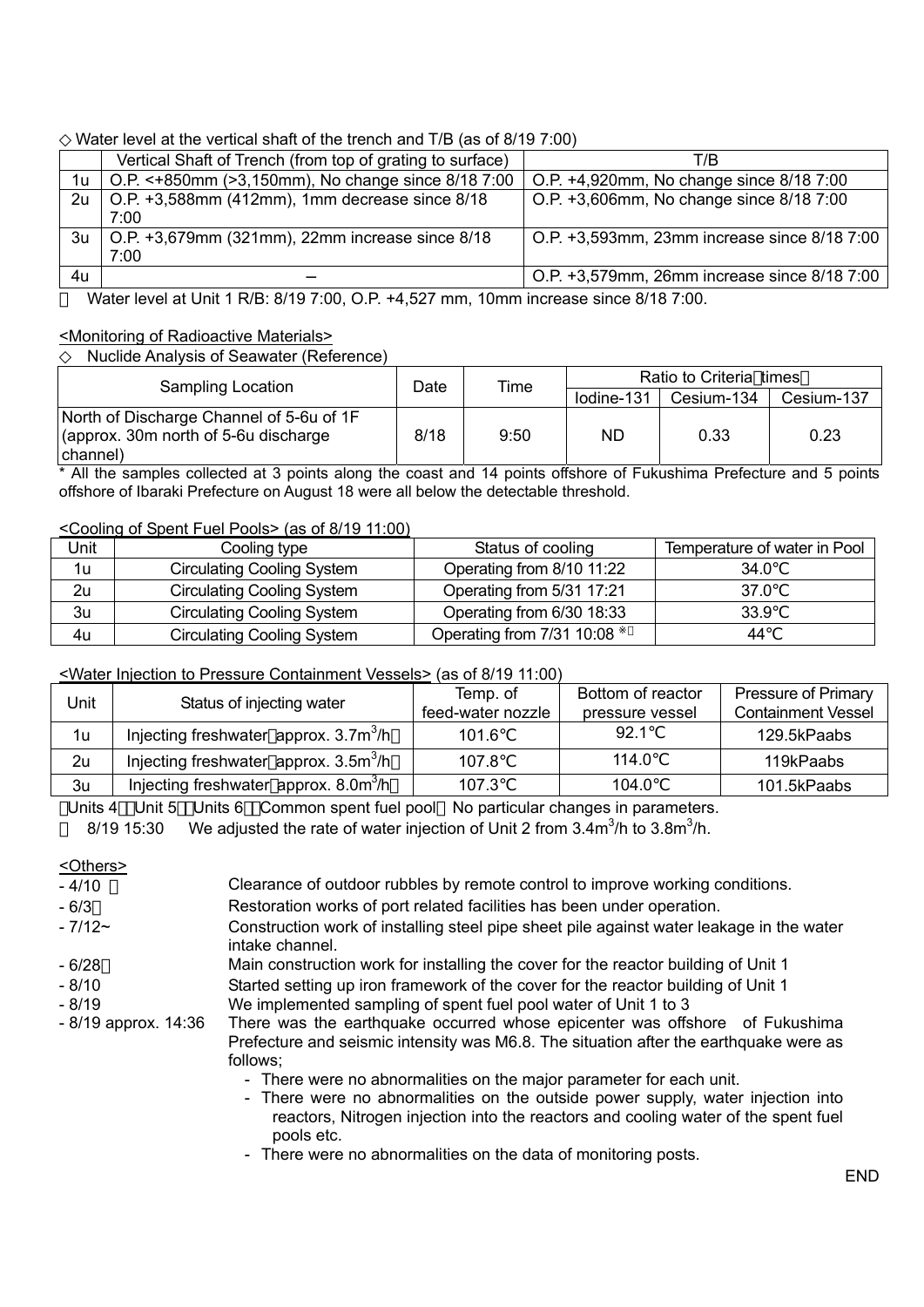◇ Water level at the vertical shaft of the trench and T/B (as of 8/19 7:00)

| | Vertical Shaft of Trench (from top of grating to surface) | T/B |
|---|---|---|
| 1u | O.P. <+850mm (>3,150mm), No change since 8/18 7:00 | O.P. +4,920mm, No change since 8/18 7:00 |
| 2u | O.P. +3,588mm (412mm), 1mm decrease since 8/18 7:00 | O.P. +3,606mm, No change since 8/18 7:00 |
| 3u | O.P. +3,679mm (321mm), 22mm increase since 8/18 7:00 | O.P. +3,593mm, 23mm increase since 8/18 7:00 |
| 4u | − | O.P. +3,579mm, 26mm increase since 8/18 7:00 |

※ Water level at Unit 1 R/B: 8/19 7:00, O.P. +4,527 mm, 10mm increase since 8/18 7:00.

<Monitoring of Radioactive Materials>

◇ Nuclide Analysis of Seawater (Reference)

| Sampling Location | Date | Time | Ratio to Criteria（times） | | |
|---|---|---|---|---|---|
| | | | Iodine-131 | Cesium-134 | Cesium-137 |
| North of Discharge Channel of 5-6u of 1F (approx. 30m north of 5-6u discharge channel) | 8/18 | 9:50 | ND | 0.33 | 0.23 |

* All the samples collected at 3 points along the coast and 14 points offshore of Fukushima Prefecture and 5 points offshore of Ibaraki Prefecture on August 18 were all below the detectable threshold.

<Cooling of Spent Fuel Pools> (as of 8/19 11:00)

| Unit | Cooling type | Status of cooling | Temperature of water in Pool |
|---|---|---|---|
| 1u | Circulating Cooling System | Operating from 8/10 11:22 | 34.0℃ |
| 2u | Circulating Cooling System | Operating from 5/31 17:21 | 37.0℃ |
| 3u | Circulating Cooling System | Operating from 6/30 18:33 | 33.9℃ |
| 4u | Circulating Cooling System | Operating from 7/31 10:08 ※ | 44℃ |

<Water Injection to Pressure Containment Vessels> (as of 8/19 11:00)

| Unit | Status of injecting water | Temp. of feed-water nozzle | Bottom of reactor pressure vessel | Pressure of Primary Containment Vessel |
|---|---|---|---|---|
| 1u | Injecting freshwater（approx. 3.7$m^3$/h） | 101.6℃ | 92.1℃ | 129.5kPaabs |
| 2u | Injecting freshwater（approx. 3.5$m^3$/h） | 107.8℃ | 114.0℃ | 119kPaabs |
| 3u | Injecting freshwater（approx. 8.0$m^3$/h） | 107.3℃ | 104.0℃ | 101.5kPaabs |

（Units 4，Unit 5，Units 6，Common spent fuel pool）No particular changes in parameters.

※ 8/19 15:30 We adjusted the rate of water injection of Unit 2 from 3.4$m^3$/h to 3.8$m^3$/h.

<Others>

- 4/10 ～ Clearance of outdoor rubbles by remote control to improve working conditions.
- 6/3～ Restoration works of port related facilities has been under operation.
- 7/12~ Construction work of installing steel pipe sheet pile against water leakage in the water intake channel.
- 6/28～ Main construction work for installing the cover for the reactor building of Unit 1
- 8/10 Started setting up iron framework of the cover for the reactor building of Unit 1
- 8/19 We implemented sampling of spent fuel pool water of Unit 1 to 3
- 8/19 approx. 14:36 There was the earthquake occurred whose epicenter was offshore of Fukushima Prefecture and seismic intensity was M6.8. The situation after the earthquake were as follows;
  - There were no abnormalities on the major parameter for each unit.
  - There were no abnormalities on the outside power supply, water injection into reactors, Nitrogen injection into the reactors and cooling water of the spent fuel pools etc.
  - There were no abnormalities on the data of monitoring posts.

END